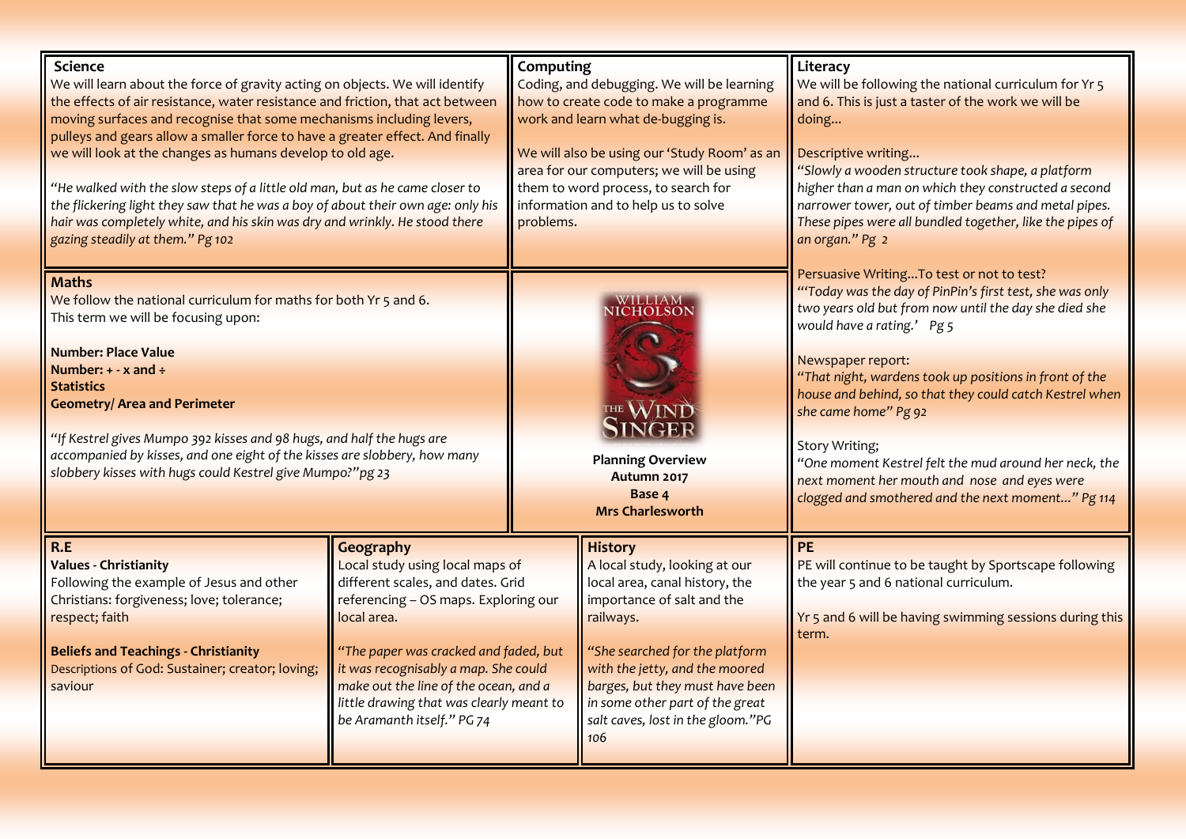## Science

We will learn about the force of gravity acting on objects. We will identify the effects of air resistance, water resistance and friction, that act between moving surfaces and recognise that some mechanisms including levers, pulleys and gears allow a smaller force to have a greater effect. And finally we will look at the changes as humans develop to old age.

*"He walked with the slow steps of a little old man, but as he came closer to the flickering light they saw that he was a boy of about their own age: only his hair was completely white, and his skin was dry and wrinkly. He stood there gazing steadily at them." Pg 102*

## Computing

Coding, and debugging. We will be learning how to create code to make a programme work and learn what de-bugging is.

We will also be using our 'Study Room' as an area for our computers; we will be using them to word process, to search for information and to help us to solve problems.

## Literacy

We will be following the national curriculum for Yr 5 and 6. This is just a taster of the work we will be doing...

Descriptive writing...
*"Slowly a wooden structure took shape, a platform higher than a man on which they constructed a second narrower tower, out of timber beams and metal pipes. These pipes were all bundled together, like the pipes of an organ." Pg 2*

Persuasive Writing...To test or not to test?
*"'Today was the day of PinPin's first test, she was only two years old but from now until the day she died she would have a rating.' Pg 5*

Newspaper report:
*"That night, wardens took up positions in front of the house and behind, so that they could catch Kestrel when she came home" Pg 92*

Story Writing;
*"One moment Kestrel felt the mud around her neck, the next moment her mouth and nose and eyes were clogged and smothered and the next moment..." Pg 114*

## Maths

We follow the national curriculum for maths for both Yr 5 and 6.
This term we will be focusing upon:

**Number: Place Value**
**Number: + - x and ÷**
**Statistics**
**Geometry/ Area and Perimeter**

*"If Kestrel gives Mumpo 392 kisses and 98 hugs, and half the hugs are accompanied by kisses, and one eight of the kisses are slobbery, how many slobbery kisses with hugs could Kestrel give Mumpo?"pg 23*

William Nicholson – The Wind Singer

**Planning Overview**
**Autumn 2017**
**Base 4**
**Mrs Charlesworth**

## R.E

**Values - Christianity**
Following the example of Jesus and other Christians: forgiveness; love; tolerance; respect; faith

**Beliefs and Teachings - Christianity**
Descriptions of God: Sustainer; creator; loving; saviour

## Geography

Local study using local maps of different scales, and dates. Grid referencing – OS maps. Exploring our local area.

*"The paper was cracked and faded, but it was recognisably a map. She could make out the line of the ocean, and a little drawing that was clearly meant to be Aramanth itself." PG 74*

## History

A local study, looking at our local area, canal history, the importance of salt and the railways.

*"She searched for the platform with the jetty, and the moored barges, but they must have been in some other part of the great salt caves, lost in the gloom."PG 106*

## PE

PE will continue to be taught by Sportscape following the year 5 and 6 national curriculum.

Yr 5 and 6 will be having swimming sessions during this term.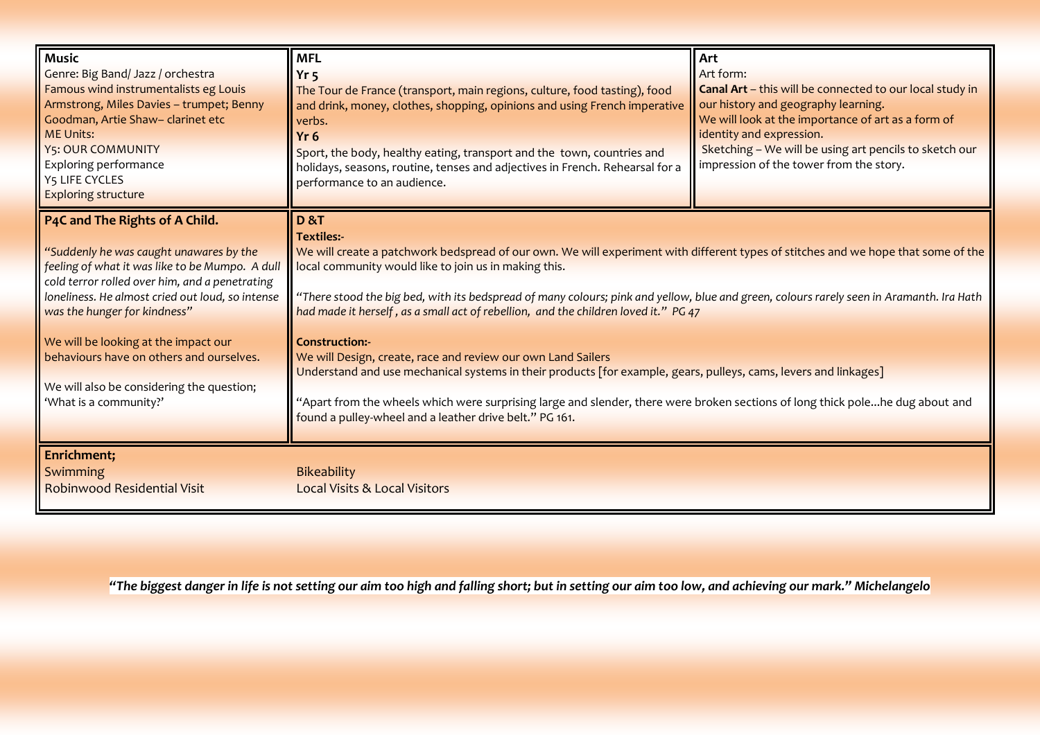**Music**

Genre: Big Band/ Jazz / orchestra

Famous wind instrumentalists eg Louis Armstrong, Miles Davies – trumpet; Benny Goodman, Artie Shaw– clarinet etc

ME Units:

Y5: OUR COMMUNITY

Exploring performance

Y5 LIFE CYCLES

Exploring structure

**MFL**

**Yr 5**

The Tour de France (transport, main regions, culture, food tasting), food and drink, money, clothes, shopping, opinions and using French imperative verbs.

**Yr 6**

Sport, the body, healthy eating, transport and the town, countries and holidays, seasons, routine, tenses and adjectives in French. Rehearsal for a performance to an audience.

**Art**

Art form:

**Canal Art** – this will be connected to our local study in our history and geography learning.

We will look at the importance of art as a form of identity and expression.

Sketching – We will be using art pencils to sketch our impression of the tower from the story.

**P4C and The Rights of A Child.**

*"Suddenly he was caught unawares by the feeling of what it was like to be Mumpo. A dull cold terror rolled over him, and a penetrating loneliness. He almost cried out loud, so intense was the hunger for kindness"*

We will be looking at the impact our behaviours have on others and ourselves.

We will also be considering the question; 'What is a community?'

**D &T**

**Textiles:-**

We will create a patchwork bedspread of our own. We will experiment with different types of stitches and we hope that some of the local community would like to join us in making this.

*"There stood the big bed, with its bedspread of many colours; pink and yellow, blue and green, colours rarely seen in Aramanth. Ira Hath had made it herself , as a small act of rebellion, and the children loved it." PG 47*

**Construction:-**

We will Design, create, race and review our own Land Sailers

Understand and use mechanical systems in their products [for example, gears, pulleys, cams, levers and linkages]

"Apart from the wheels which were surprising large and slender, there were broken sections of long thick pole…he dug about and found a pulley-wheel and a leather drive belt." PG 161.

**Enrichment;**

Swimming

Robinwood Residential Visit

Bikeability

Local Visits & Local Visitors

***"The biggest danger in life is not setting our aim too high and falling short; but in setting our aim too low, and achieving our mark." Michelangelo***